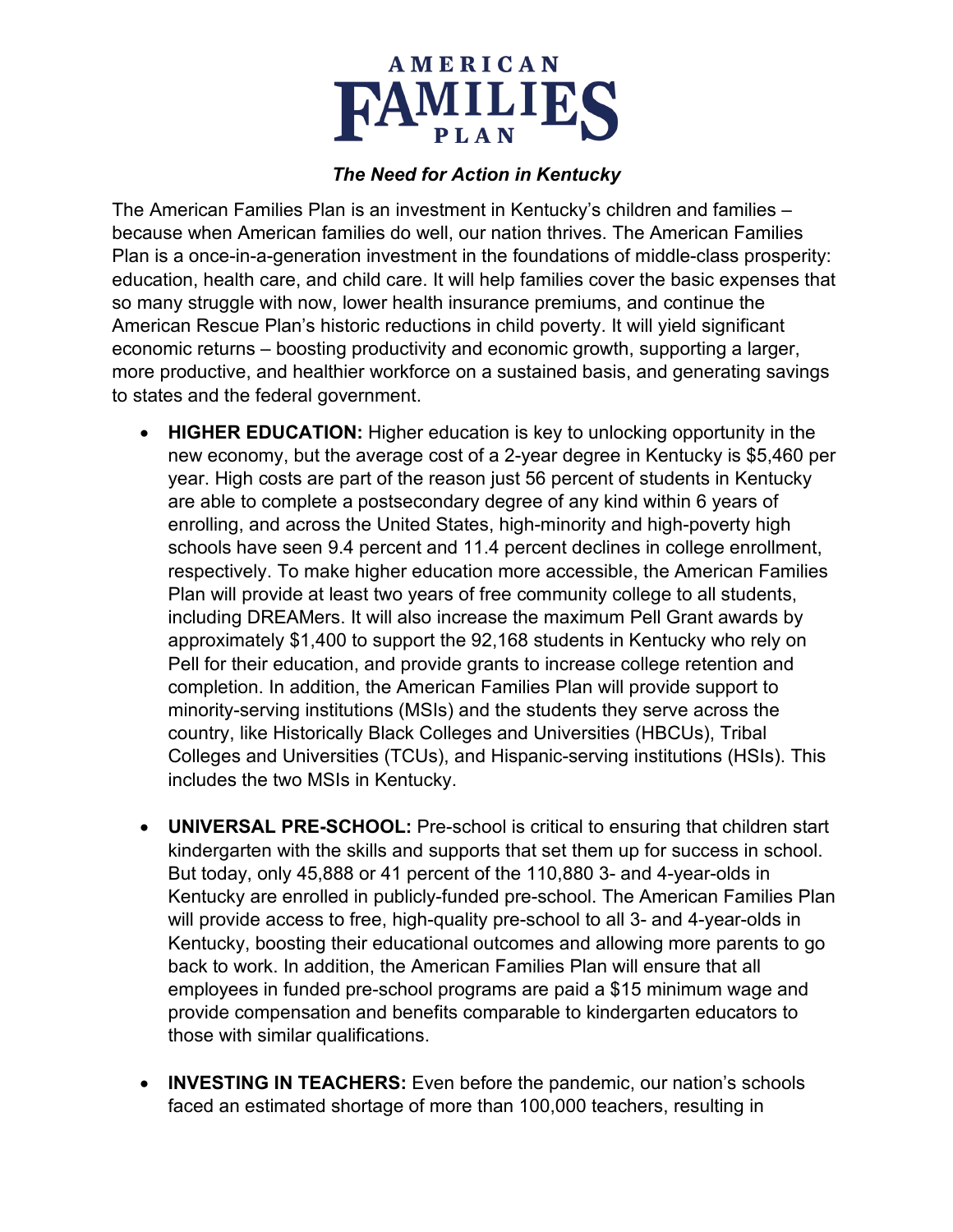# AMERICAN FAMILIES PLAN

***The Need for Action in Kentucky***

The American Families Plan is an investment in Kentucky's children and families – because when American families do well, our nation thrives. The American Families Plan is a once-in-a-generation investment in the foundations of middle-class prosperity: education, health care, and child care. It will help families cover the basic expenses that so many struggle with now, lower health insurance premiums, and continue the American Rescue Plan's historic reductions in child poverty. It will yield significant economic returns – boosting productivity and economic growth, supporting a larger, more productive, and healthier workforce on a sustained basis, and generating savings to states and the federal government.

- **HIGHER EDUCATION:** Higher education is key to unlocking opportunity in the new economy, but the average cost of a 2-year degree in Kentucky is $5,460 per year. High costs are part of the reason just 56 percent of students in Kentucky are able to complete a postsecondary degree of any kind within 6 years of enrolling, and across the United States, high-minority and high-poverty high schools have seen 9.4 percent and 11.4 percent declines in college enrollment, respectively. To make higher education more accessible, the American Families Plan will provide at least two years of free community college to all students, including DREAMers. It will also increase the maximum Pell Grant awards by approximately $1,400 to support the 92,168 students in Kentucky who rely on Pell for their education, and provide grants to increase college retention and completion. In addition, the American Families Plan will provide support to minority-serving institutions (MSIs) and the students they serve across the country, like Historically Black Colleges and Universities (HBCUs), Tribal Colleges and Universities (TCUs), and Hispanic-serving institutions (HSIs). This includes the two MSIs in Kentucky.

- **UNIVERSAL PRE-SCHOOL:** Pre-school is critical to ensuring that children start kindergarten with the skills and supports that set them up for success in school. But today, only 45,888 or 41 percent of the 110,880 3- and 4-year-olds in Kentucky are enrolled in publicly-funded pre-school. The American Families Plan will provide access to free, high-quality pre-school to all 3- and 4-year-olds in Kentucky, boosting their educational outcomes and allowing more parents to go back to work. In addition, the American Families Plan will ensure that all employees in funded pre-school programs are paid a $15 minimum wage and provide compensation and benefits comparable to kindergarten educators to those with similar qualifications.

- **INVESTING IN TEACHERS:** Even before the pandemic, our nation's schools faced an estimated shortage of more than 100,000 teachers, resulting in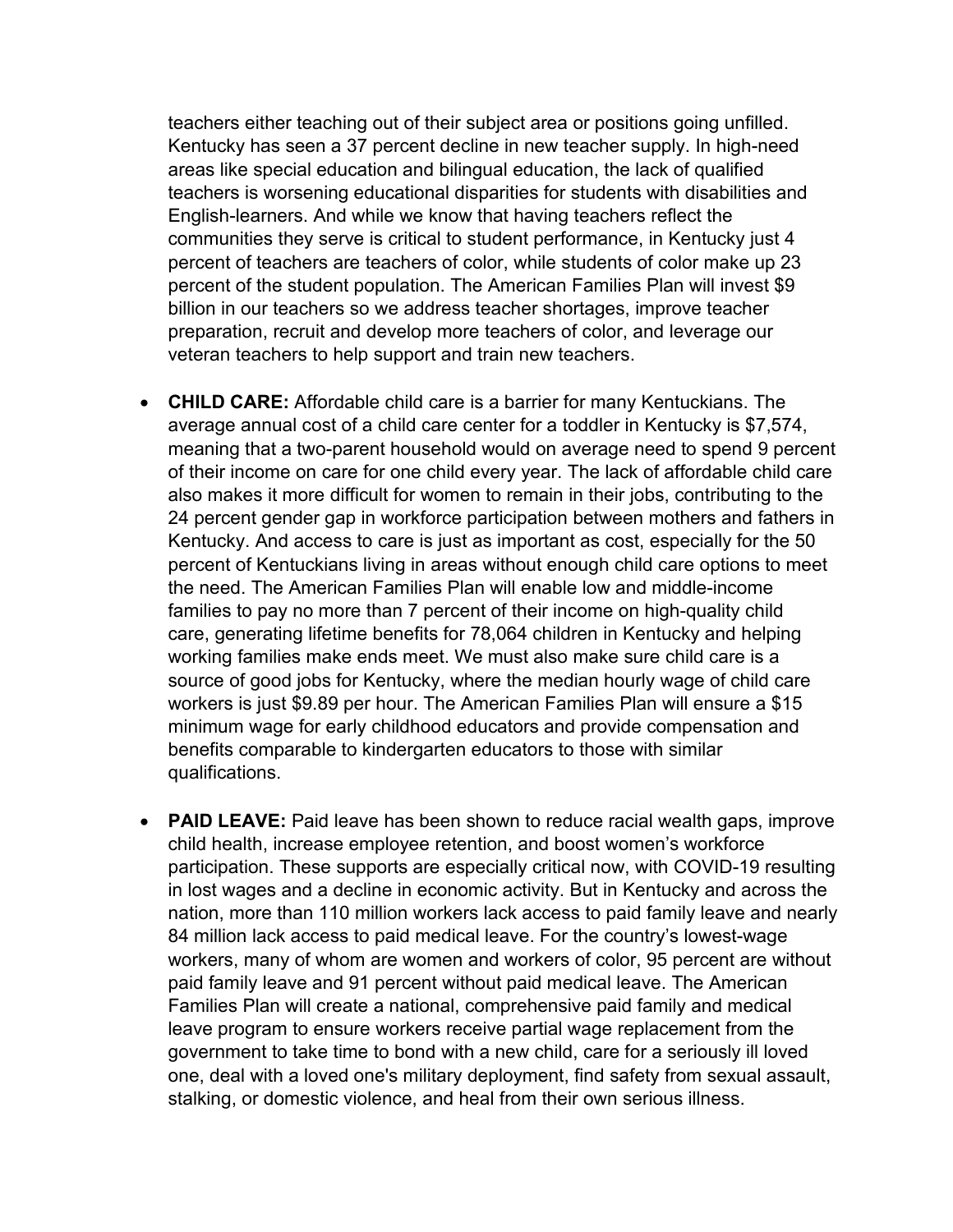teachers either teaching out of their subject area or positions going unfilled. Kentucky has seen a 37 percent decline in new teacher supply. In high-need areas like special education and bilingual education, the lack of qualified teachers is worsening educational disparities for students with disabilities and English-learners. And while we know that having teachers reflect the communities they serve is critical to student performance, in Kentucky just 4 percent of teachers are teachers of color, while students of color make up 23 percent of the student population. The American Families Plan will invest $9 billion in our teachers so we address teacher shortages, improve teacher preparation, recruit and develop more teachers of color, and leverage our veteran teachers to help support and train new teachers.

- **CHILD CARE:** Affordable child care is a barrier for many Kentuckians. The average annual cost of a child care center for a toddler in Kentucky is $7,574, meaning that a two-parent household would on average need to spend 9 percent of their income on care for one child every year. The lack of affordable child care also makes it more difficult for women to remain in their jobs, contributing to the 24 percent gender gap in workforce participation between mothers and fathers in Kentucky. And access to care is just as important as cost, especially for the 50 percent of Kentuckians living in areas without enough child care options to meet the need. The American Families Plan will enable low and middle-income families to pay no more than 7 percent of their income on high-quality child care, generating lifetime benefits for 78,064 children in Kentucky and helping working families make ends meet. We must also make sure child care is a source of good jobs for Kentucky, where the median hourly wage of child care workers is just $9.89 per hour. The American Families Plan will ensure a $15 minimum wage for early childhood educators and provide compensation and benefits comparable to kindergarten educators to those with similar qualifications.

- **PAID LEAVE:** Paid leave has been shown to reduce racial wealth gaps, improve child health, increase employee retention, and boost women's workforce participation. These supports are especially critical now, with COVID-19 resulting in lost wages and a decline in economic activity. But in Kentucky and across the nation, more than 110 million workers lack access to paid family leave and nearly 84 million lack access to paid medical leave. For the country's lowest-wage workers, many of whom are women and workers of color, 95 percent are without paid family leave and 91 percent without paid medical leave. The American Families Plan will create a national, comprehensive paid family and medical leave program to ensure workers receive partial wage replacement from the government to take time to bond with a new child, care for a seriously ill loved one, deal with a loved one's military deployment, find safety from sexual assault, stalking, or domestic violence, and heal from their own serious illness.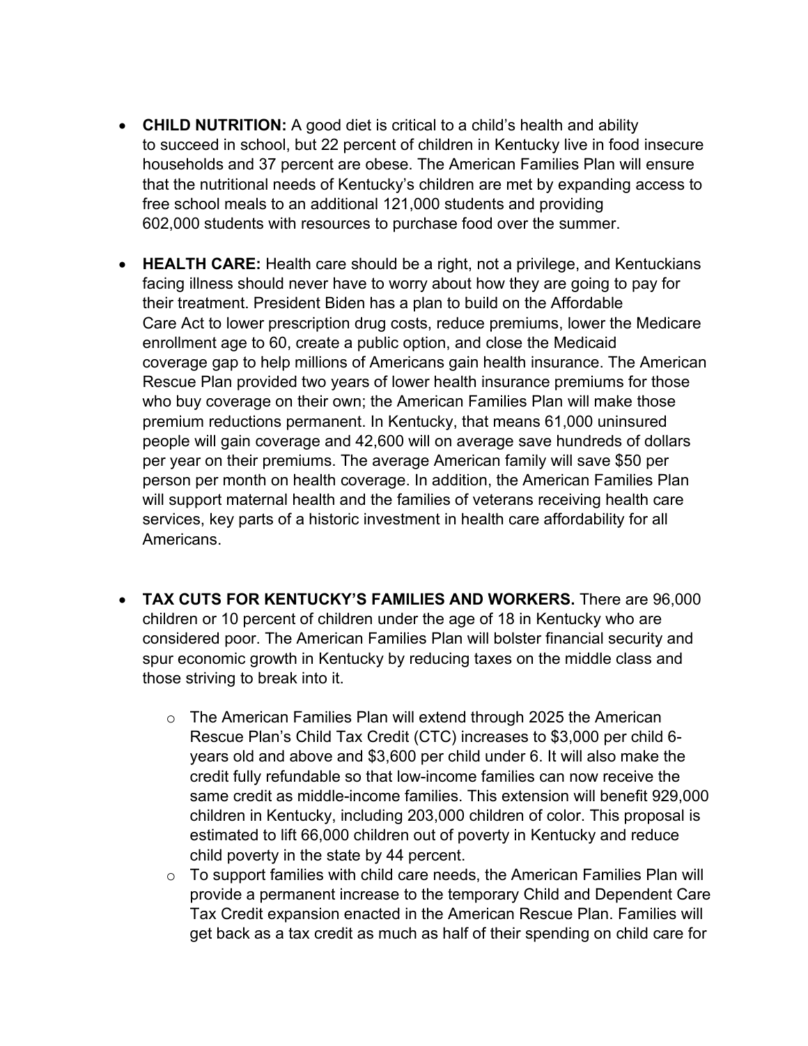- **CHILD NUTRITION:** A good diet is critical to a child's health and ability to succeed in school, but 22 percent of children in Kentucky live in food insecure households and 37 percent are obese. The American Families Plan will ensure that the nutritional needs of Kentucky's children are met by expanding access to free school meals to an additional 121,000 students and providing 602,000 students with resources to purchase food over the summer.

- **HEALTH CARE:** Health care should be a right, not a privilege, and Kentuckians facing illness should never have to worry about how they are going to pay for their treatment. President Biden has a plan to build on the Affordable Care Act to lower prescription drug costs, reduce premiums, lower the Medicare enrollment age to 60, create a public option, and close the Medicaid coverage gap to help millions of Americans gain health insurance. The American Rescue Plan provided two years of lower health insurance premiums for those who buy coverage on their own; the American Families Plan will make those premium reductions permanent. In Kentucky, that means 61,000 uninsured people will gain coverage and 42,600 will on average save hundreds of dollars per year on their premiums. The average American family will save $50 per person per month on health coverage. In addition, the American Families Plan will support maternal health and the families of veterans receiving health care services, key parts of a historic investment in health care affordability for all Americans.

- **TAX CUTS FOR KENTUCKY'S FAMILIES AND WORKERS.** There are 96,000 children or 10 percent of children under the age of 18 in Kentucky who are considered poor. The American Families Plan will bolster financial security and spur economic growth in Kentucky by reducing taxes on the middle class and those striving to break into it.

  - The American Families Plan will extend through 2025 the American Rescue Plan's Child Tax Credit (CTC) increases to $3,000 per child 6-years old and above and $3,600 per child under 6. It will also make the credit fully refundable so that low-income families can now receive the same credit as middle-income families. This extension will benefit 929,000 children in Kentucky, including 203,000 children of color. This proposal is estimated to lift 66,000 children out of poverty in Kentucky and reduce child poverty in the state by 44 percent.
  - To support families with child care needs, the American Families Plan will provide a permanent increase to the temporary Child and Dependent Care Tax Credit expansion enacted in the American Rescue Plan. Families will get back as a tax credit as much as half of their spending on child care for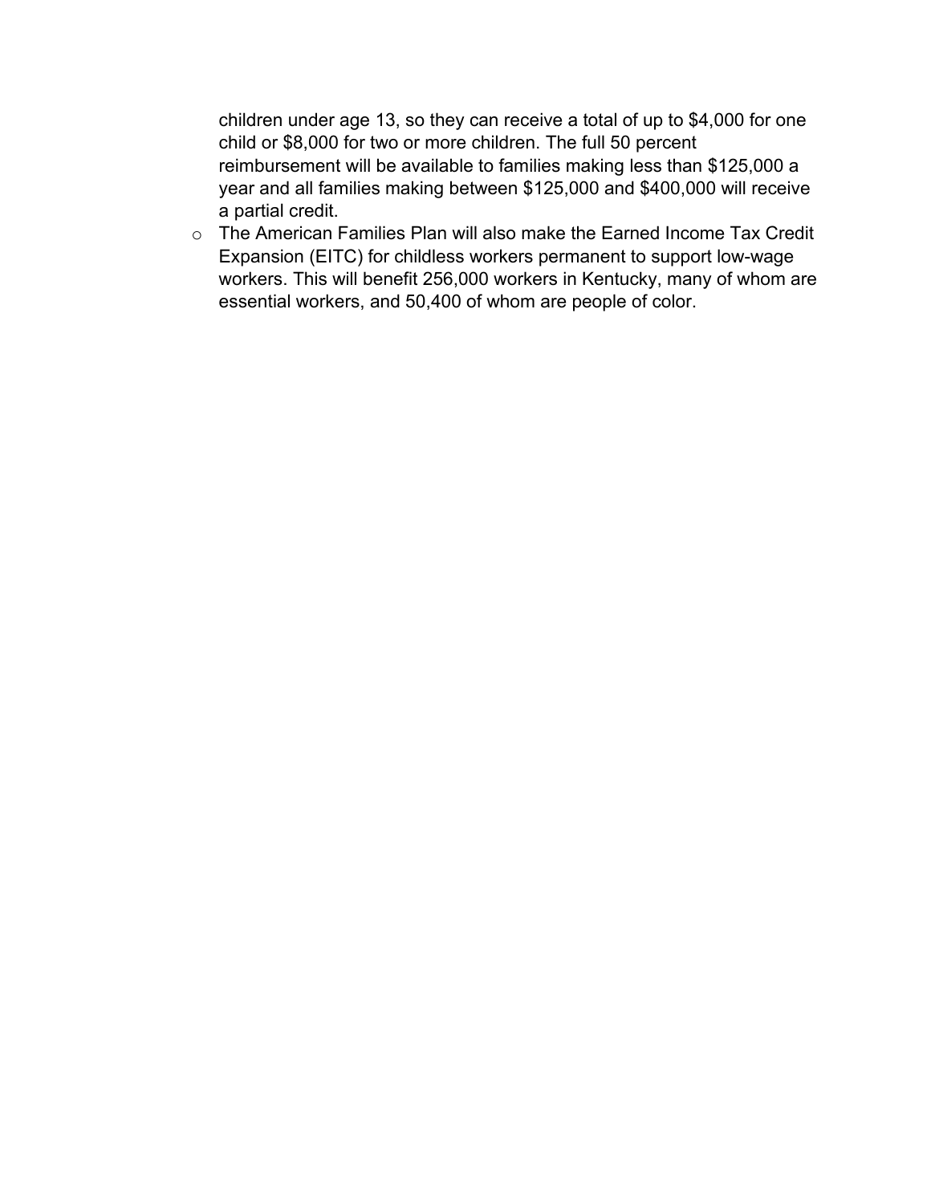children under age 13, so they can receive a total of up to $4,000 for one child or $8,000 for two or more children. The full 50 percent reimbursement will be available to families making less than $125,000 a year and all families making between $125,000 and $400,000 will receive a partial credit.

- The American Families Plan will also make the Earned Income Tax Credit Expansion (EITC) for childless workers permanent to support low-wage workers. This will benefit 256,000 workers in Kentucky, many of whom are essential workers, and 50,400 of whom are people of color.